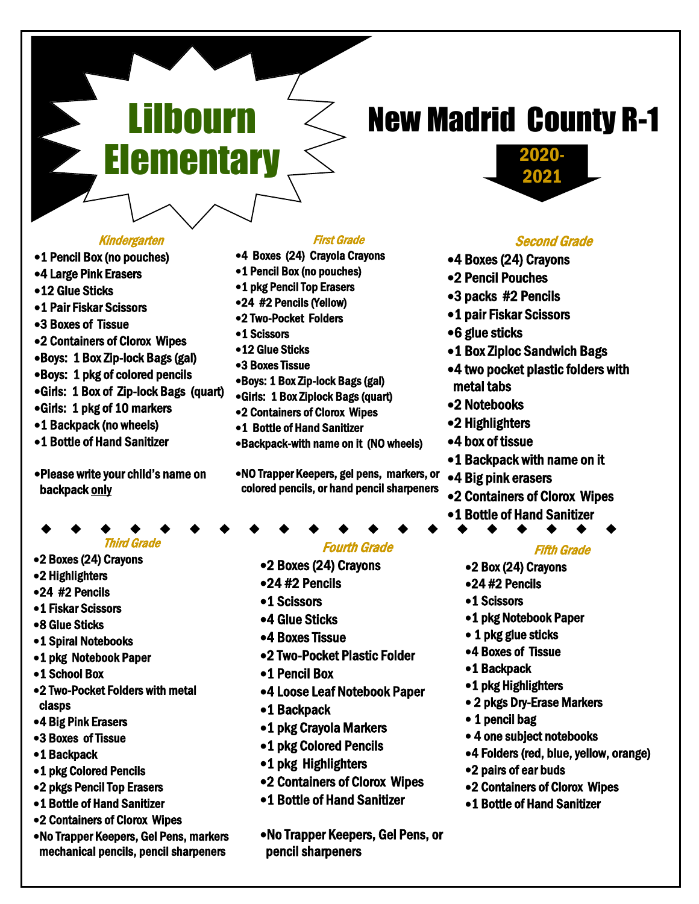# Lilbourn Elementary

# New Madrid County R-1

## 2020-2021

### Kindergarten

- 1 Pencil Box (no pouches)
- 4 Large Pink Erasers
- 12 Glue Sticks
- 1 Pair Fiskar Scissors
- 3 Boxes of Tissue
- 2 Containers of Clorox Wipes
- Boys: 1 Box Zip-lock Bags (gal)
- Boys: 1 pkg of colored pencils
- Girls: 1 Box of Zip-lock Bags (quart)
- Girls: 1 pkg of 10 markers
- 1 Backpack (no wheels)
- 1 Bottle of Hand Sanitizer

- Please write your child's name on backpack only

### First Grade

- 4 Boxes (24) Crayola Crayons
- 1 Pencil Box (no pouches)
- 1 pkg Pencil Top Erasers
- 24 #2 Pencils (Yellow)
- 2 Two-Pocket Folders
- 1 Scissors
- 12 Glue Sticks
- 3 Boxes Tissue
- Boys: 1 Box Zip-lock Bags (gal)
- Girls: 1 Box Ziplock Bags (quart)
- 2 Containers of Clorox Wipes
- 1 Bottle of Hand Sanitizer
- Backpack-with name on it (NO wheels)

- NO Trapper Keepers, gel pens, markers, or colored pencils, or hand pencil sharpeners

### Second Grade

- 4 Boxes (24) Crayons
- 2 Pencil Pouches
- 3 packs #2 Pencils
- 1 pair Fiskar Scissors
- 6 glue sticks
- 1 Box Ziploc Sandwich Bags
- 4 two pocket plastic folders with metal tabs
- 2 Notebooks
- 2 Highlighters
- 4 box of tissue
- 1 Backpack with name on it
- 4 Big pink erasers
- 2 Containers of Clorox Wipes
- 1 Bottle of Hand Sanitizer

### Third Grade

- 2 Boxes (24) Crayons
- 2 Highlighters
- 24 #2 Pencils
- 1 Fiskar Scissors
- 8 Glue Sticks
- 1 Spiral Notebooks
- 1 pkg Notebook Paper
- 1 School Box
- 2 Two-Pocket Folders with metal clasps
- 4 Big Pink Erasers
- 3 Boxes of Tissue
- 1 Backpack
- 1 pkg Colored Pencils
- 2 pkgs Pencil Top Erasers
- 1 Bottle of Hand Sanitizer
- 2 Containers of Clorox Wipes
- No Trapper Keepers, Gel Pens, markers mechanical pencils, pencil sharpeners

### Fourth Grade

- 2 Boxes (24) Crayons
- 24 #2 Pencils
- 1 Scissors
- 4 Glue Sticks
- 4 Boxes Tissue
- 2 Two-Pocket Plastic Folder
- 1 Pencil Box
- 4 Loose Leaf Notebook Paper
- 1 Backpack
- 1 pkg Crayola Markers
- 1 pkg Colored Pencils
- 1 pkg Highlighters
- 2 Containers of Clorox Wipes
- 1 Bottle of Hand Sanitizer

- No Trapper Keepers, Gel Pens, or pencil sharpeners

### Fifth Grade

- 2 Box (24) Crayons
- 24 #2 Pencils
- 1 Scissors
- 1 pkg Notebook Paper
- 1 pkg glue sticks
- 4 Boxes of Tissue
- 1 Backpack
- 1 pkg Highlighters
- 2 pkgs Dry-Erase Markers
- 1 pencil bag
- 4 one subject notebooks
- 4 Folders (red, blue, yellow, orange)
- 2 pairs of ear buds
- 2 Containers of Clorox Wipes
- 1 Bottle of Hand Sanitizer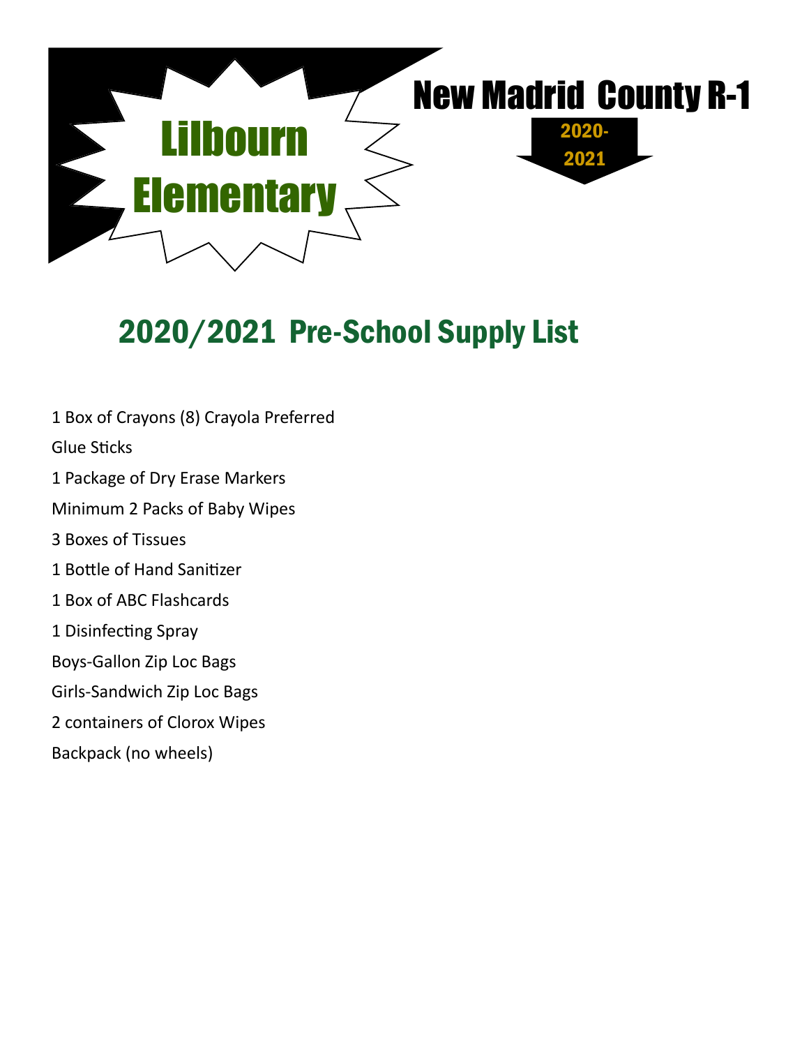# Lilbourn Elementary

New Madrid County R-1

2020-2021

## 2020/2021 Pre-School Supply List

1 Box of Crayons (8) Crayola Preferred

Glue Sticks

1 Package of Dry Erase Markers

Minimum 2 Packs of Baby Wipes

3 Boxes of Tissues

1 Bottle of Hand Sanitizer

1 Box of ABC Flashcards

1 Disinfecting Spray

Boys-Gallon Zip Loc Bags

Girls-Sandwich Zip Loc Bags

2 containers of Clorox Wipes

Backpack (no wheels)